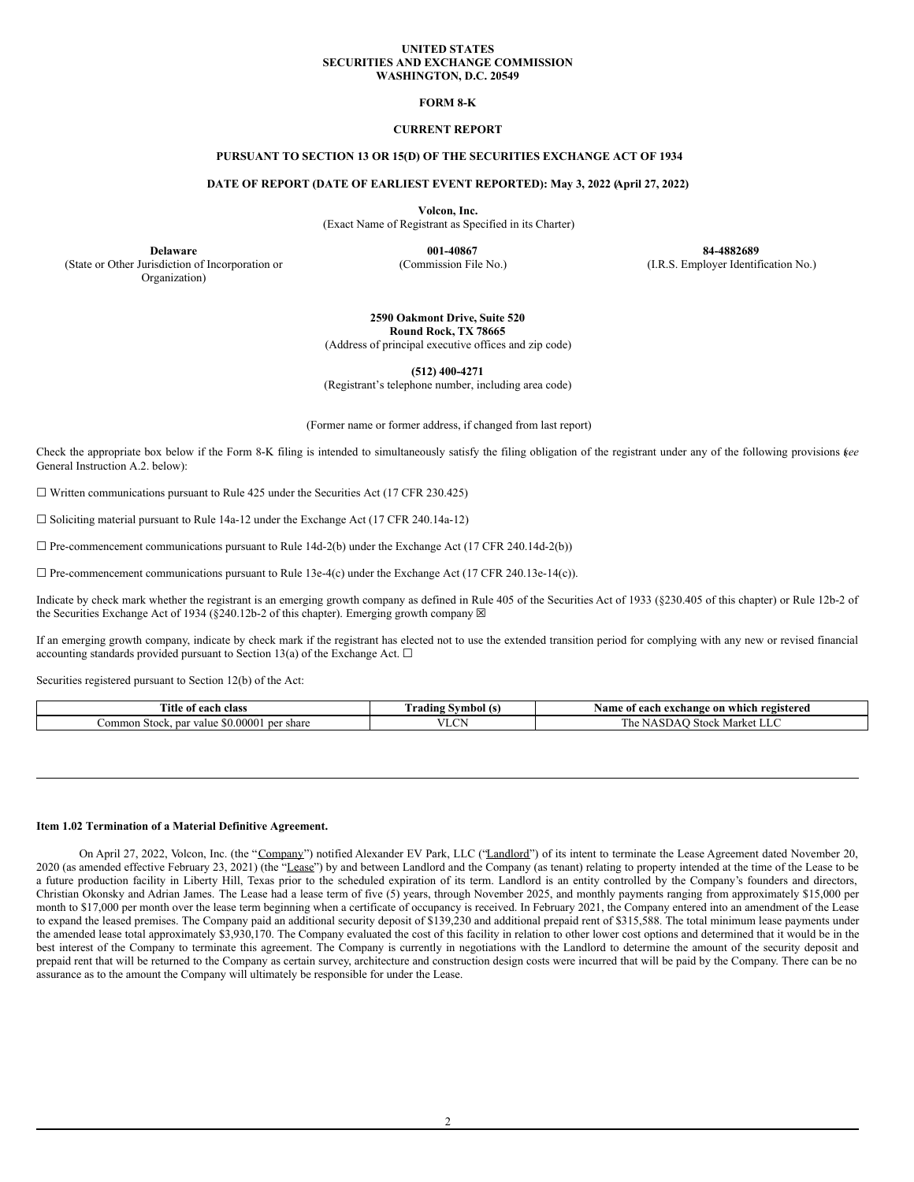**UNITED STATES**
**SECURITIES AND EXCHANGE COMMISSION**
**WASHINGTON, D.C. 20549**

**FORM 8-K**

**CURRENT REPORT**

**PURSUANT TO SECTION 13 OR 15(D) OF THE SECURITIES EXCHANGE ACT OF 1934**

**DATE OF REPORT (DATE OF EARLIEST EVENT REPORTED): May 3, 2022 (April 27, 2022)**

**Volcon, Inc.**
(Exact Name of Registrant as Specified in its Charter)

| **Delaware** | **001-40867** | **84-4882689** |
|---|---|---|
| (State or Other Jurisdiction of Incorporation or Organization) | (Commission File No.) | (I.R.S. Employer Identification No.) |

**2590 Oakmont Drive, Suite 520**
**Round Rock, TX 78665**
(Address of principal executive offices and zip code)

**(512) 400-4271**
(Registrant's telephone number, including area code)

(Former name or former address, if changed from last report)

Check the appropriate box below if the Form 8-K filing is intended to simultaneously satisfy the filing obligation of the registrant under any of the following provisions (*see* General Instruction A.2. below):

☐ Written communications pursuant to Rule 425 under the Securities Act (17 CFR 230.425)

☐ Soliciting material pursuant to Rule 14a-12 under the Exchange Act (17 CFR 240.14a-12)

☐ Pre-commencement communications pursuant to Rule 14d-2(b) under the Exchange Act (17 CFR 240.14d-2(b))

☐ Pre-commencement communications pursuant to Rule 13e-4(c) under the Exchange Act (17 CFR 240.13e-14(c)).

Indicate by check mark whether the registrant is an emerging growth company as defined in Rule 405 of the Securities Act of 1933 (§230.405 of this chapter) or Rule 12b-2 of the Securities Exchange Act of 1934 (§240.12b-2 of this chapter). Emerging growth company ☒

If an emerging growth company, indicate by check mark if the registrant has elected not to use the extended transition period for complying with any new or revised financial accounting standards provided pursuant to Section 13(a) of the Exchange Act. ☐

Securities registered pursuant to Section 12(b) of the Act:

| Title of each class | Trading Symbol (s) | Name of each exchange on which registered |
|---|---|---|
| Common Stock, par value $0.00001 per share | VLCN | The NASDAQ Stock Market LLC |

---

**Item 1.02 Termination of a Material Definitive Agreement.**

On April 27, 2022, Volcon, Inc. (the "Company") notified Alexander EV Park, LLC ("Landlord") of its intent to terminate the Lease Agreement dated November 20, 2020 (as amended effective February 23, 2021) (the "Lease") by and between Landlord and the Company (as tenant) relating to property intended at the time of the Lease to be a future production facility in Liberty Hill, Texas prior to the scheduled expiration of its term. Landlord is an entity controlled by the Company's founders and directors, Christian Okonsky and Adrian James. The Lease had a lease term of five (5) years, through November 2025, and monthly payments ranging from approximately $15,000 per month to $17,000 per month over the lease term beginning when a certificate of occupancy is received. In February 2021, the Company entered into an amendment of the Lease to expand the leased premises. The Company paid an additional security deposit of $139,230 and additional prepaid rent of $315,588. The total minimum lease payments under the amended lease total approximately $3,930,170. The Company evaluated the cost of this facility in relation to other lower cost options and determined that it would be in the best interest of the Company to terminate this agreement. The Company is currently in negotiations with the Landlord to determine the amount of the security deposit and prepaid rent that will be returned to the Company as certain survey, architecture and construction design costs were incurred that will be paid by the Company. There can be no assurance as to the amount the Company will ultimately be responsible for under the Lease.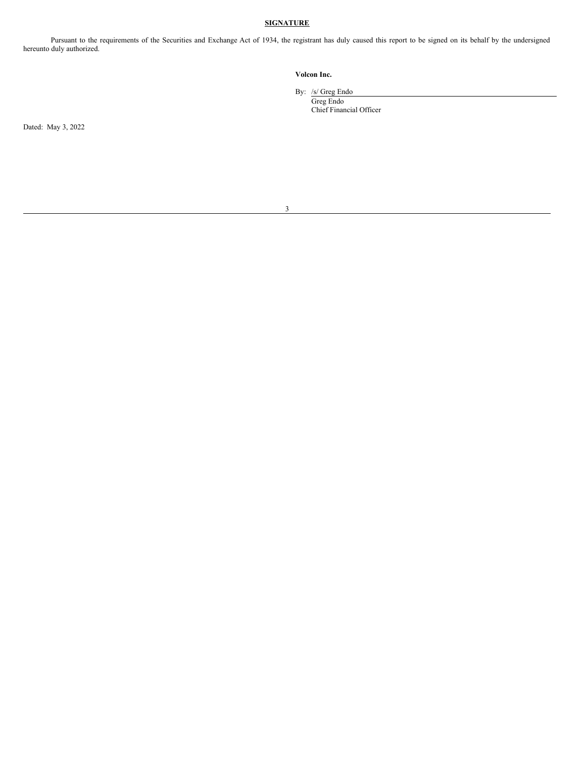## SIGNATURE

Pursuant to the requirements of the Securities and Exchange Act of 1934, the registrant has duly caused this report to be signed on its behalf by the undersigned hereunto duly authorized.

**Volcon Inc.**

By: /s/ Greg Endo
Greg Endo
Chief Financial Officer

Dated: May 3, 2022